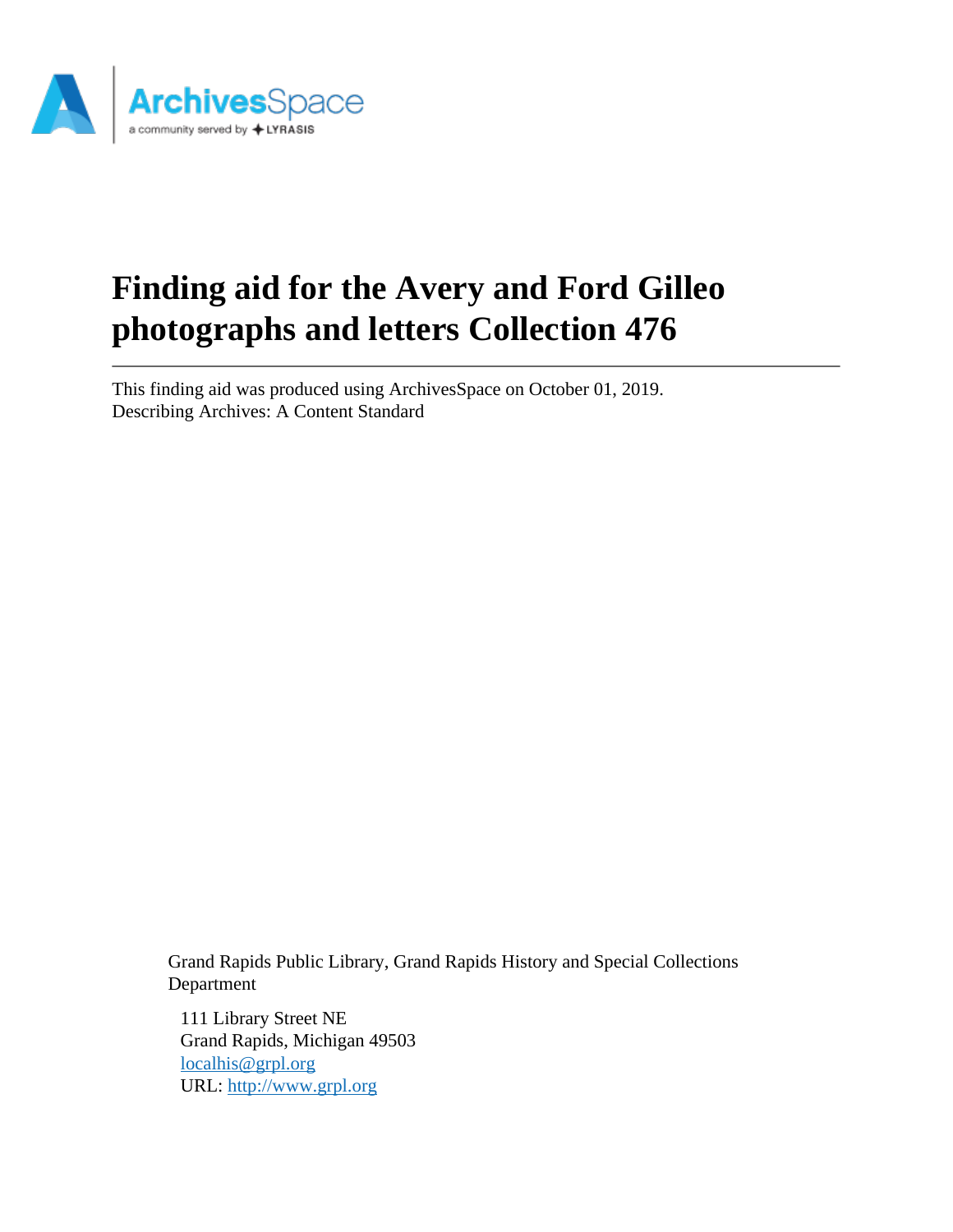# Finding aid for the Avery and Ford Gilleo photographs and letters Collection 476

This finding aid was produced using ArchivesSpace on October 01, 2019.
Describing Archives: A Content Standard

Grand Rapids Public Library, Grand Rapids History and Special Collections Department

111 Library Street NE
Grand Rapids, Michigan 49503
[localhis@grpl.org](mailto:localhis@grpl.org)
URL: [http://www.grpl.org](http://www.grpl.org)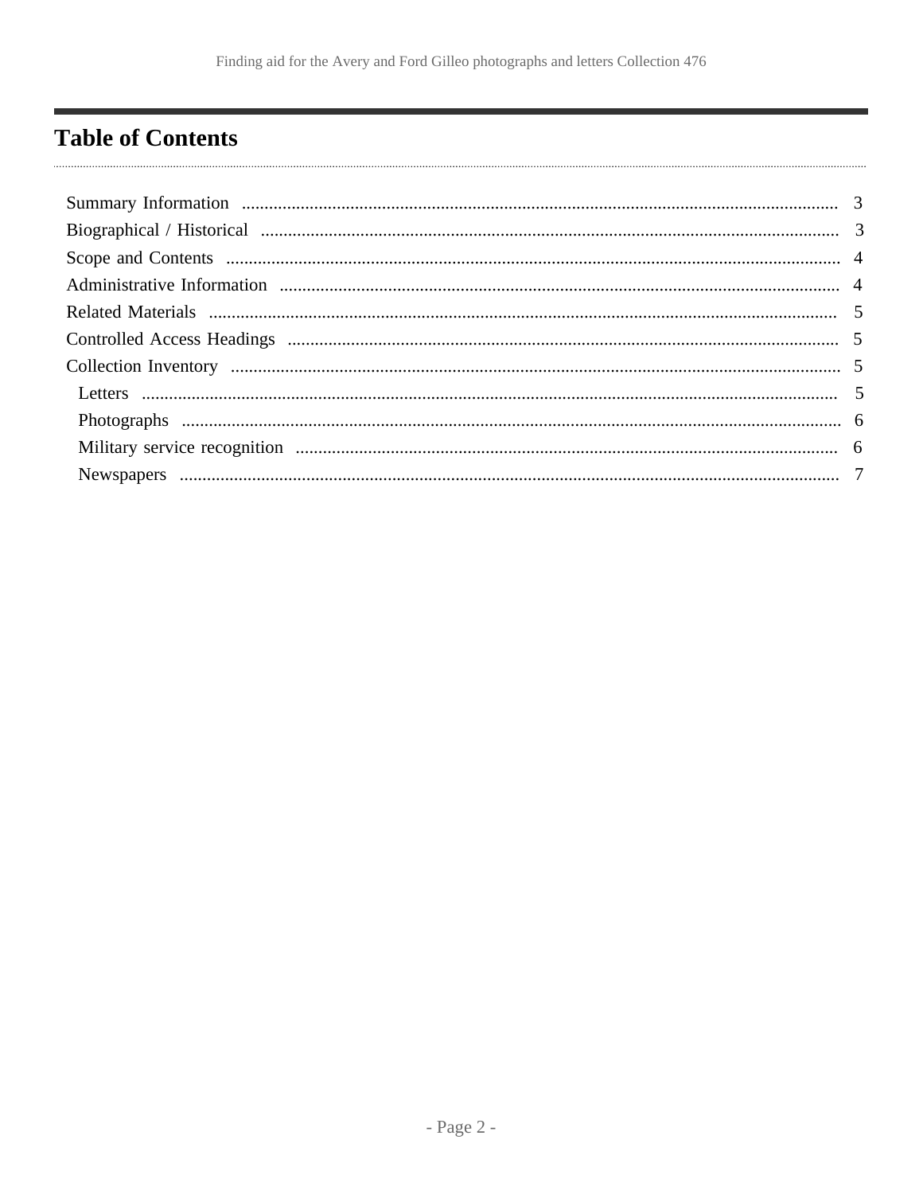## Table of Contents

- Summary Information ........ 3
- Biographical / Historical ........ 3
- Scope and Contents ........ 4
- Administrative Information ........ 4
- Related Materials ........ 5
- Controlled Access Headings ........ 5
- Collection Inventory ........ 5
  - Letters ........ 5
  - Photographs ........ 6
  - Military service recognition ........ 6
  - Newspapers ........ 7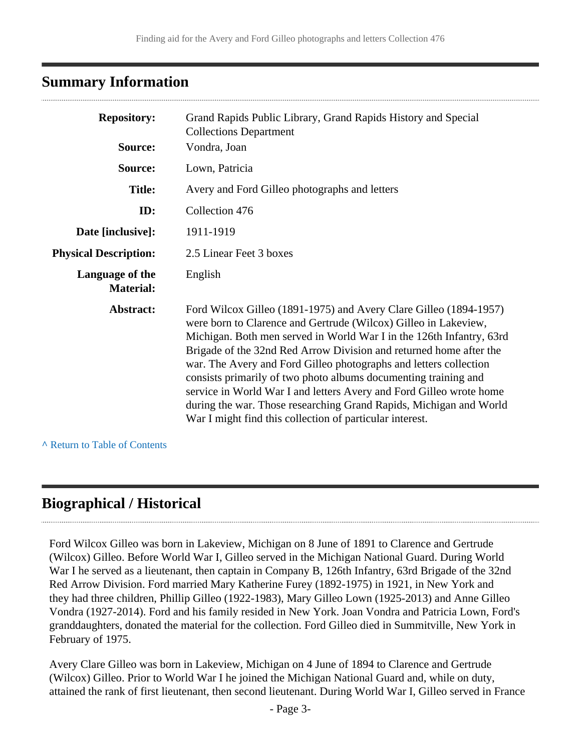## Summary Information

| | |
|---|---|
| **Repository:** | Grand Rapids Public Library, Grand Rapids History and Special Collections Department |
| **Source:** | Vondra, Joan |
| **Source:** | Lown, Patricia |
| **Title:** | Avery and Ford Gilleo photographs and letters |
| **ID:** | Collection 476 |
| **Date [inclusive]:** | 1911-1919 |
| **Physical Description:** | 2.5 Linear Feet 3 boxes |
| **Language of the Material:** | English |
| **Abstract:** | Ford Wilcox Gilleo (1891-1975) and Avery Clare Gilleo (1894-1957) were born to Clarence and Gertrude (Wilcox) Gilleo in Lakeview, Michigan. Both men served in World War I in the 126th Infantry, 63rd Brigade of the 32nd Red Arrow Division and returned home after the war. The Avery and Ford Gilleo photographs and letters collection consists primarily of two photo albums documenting training and service in World War I and letters Avery and Ford Gilleo wrote home during the war. Those researching Grand Rapids, Michigan and World War I might find this collection of particular interest. |

^ Return to Table of Contents

## Biographical / Historical

Ford Wilcox Gilleo was born in Lakeview, Michigan on 8 June of 1891 to Clarence and Gertrude (Wilcox) Gilleo. Before World War I, Gilleo served in the Michigan National Guard. During World War I he served as a lieutenant, then captain in Company B, 126th Infantry, 63rd Brigade of the 32nd Red Arrow Division. Ford married Mary Katherine Furey (1892-1975) in 1921, in New York and they had three children, Phillip Gilleo (1922-1983), Mary Gilleo Lown (1925-2013) and Anne Gilleo Vondra (1927-2014). Ford and his family resided in New York. Joan Vondra and Patricia Lown, Ford's granddaughters, donated the material for the collection. Ford Gilleo died in Summitville, New York in February of 1975.

Avery Clare Gilleo was born in Lakeview, Michigan on 4 June of 1894 to Clarence and Gertrude (Wilcox) Gilleo. Prior to World War I he joined the Michigan National Guard and, while on duty, attained the rank of first lieutenant, then second lieutenant. During World War I, Gilleo served in France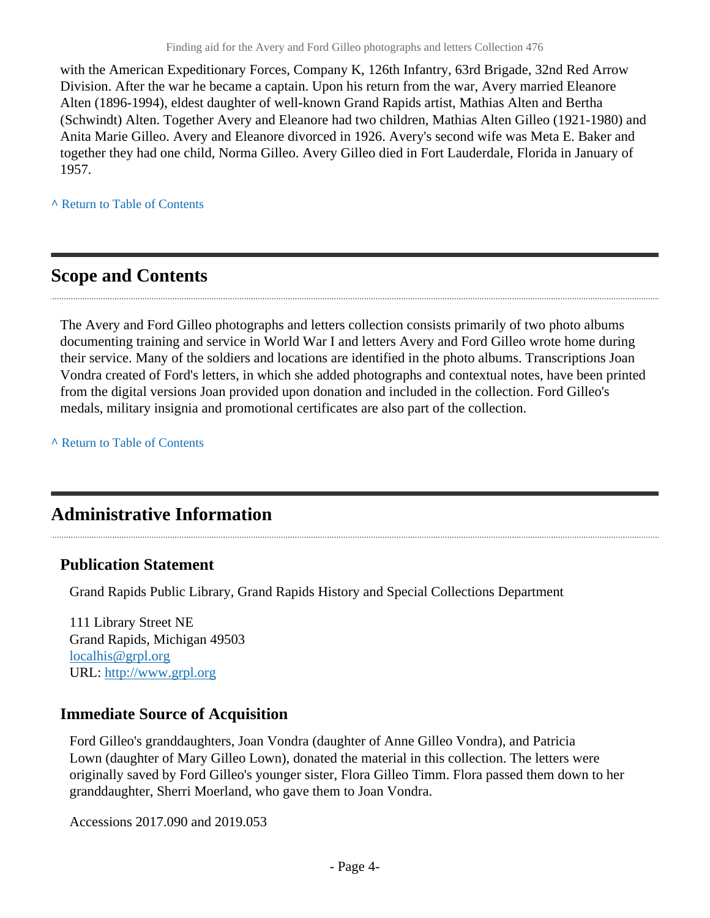with the American Expeditionary Forces, Company K, 126th Infantry, 63rd Brigade, 32nd Red Arrow Division. After the war he became a captain. Upon his return from the war, Avery married Eleanore Alten (1896-1994), eldest daughter of well-known Grand Rapids artist, Mathias Alten and Bertha (Schwindt) Alten. Together Avery and Eleanore had two children, Mathias Alten Gilleo (1921-1980) and Anita Marie Gilleo. Avery and Eleanore divorced in 1926. Avery's second wife was Meta E. Baker and together they had one child, Norma Gilleo. Avery Gilleo died in Fort Lauderdale, Florida in January of 1957.

^ Return to Table of Contents

## Scope and Contents

The Avery and Ford Gilleo photographs and letters collection consists primarily of two photo albums documenting training and service in World War I and letters Avery and Ford Gilleo wrote home during their service. Many of the soldiers and locations are identified in the photo albums. Transcriptions Joan Vondra created of Ford's letters, in which she added photographs and contextual notes, have been printed from the digital versions Joan provided upon donation and included in the collection. Ford Gilleo's medals, military insignia and promotional certificates are also part of the collection.

^ Return to Table of Contents

## Administrative Information

### Publication Statement

Grand Rapids Public Library, Grand Rapids History and Special Collections Department

111 Library Street NE
Grand Rapids, Michigan 49503
localhis@grpl.org
URL: http://www.grpl.org

### Immediate Source of Acquisition

Ford Gilleo's granddaughters, Joan Vondra (daughter of Anne Gilleo Vondra), and Patricia Lown (daughter of Mary Gilleo Lown), donated the material in this collection. The letters were originally saved by Ford Gilleo's younger sister, Flora Gilleo Timm. Flora passed them down to her granddaughter, Sherri Moerland, who gave them to Joan Vondra.

Accessions 2017.090 and 2019.053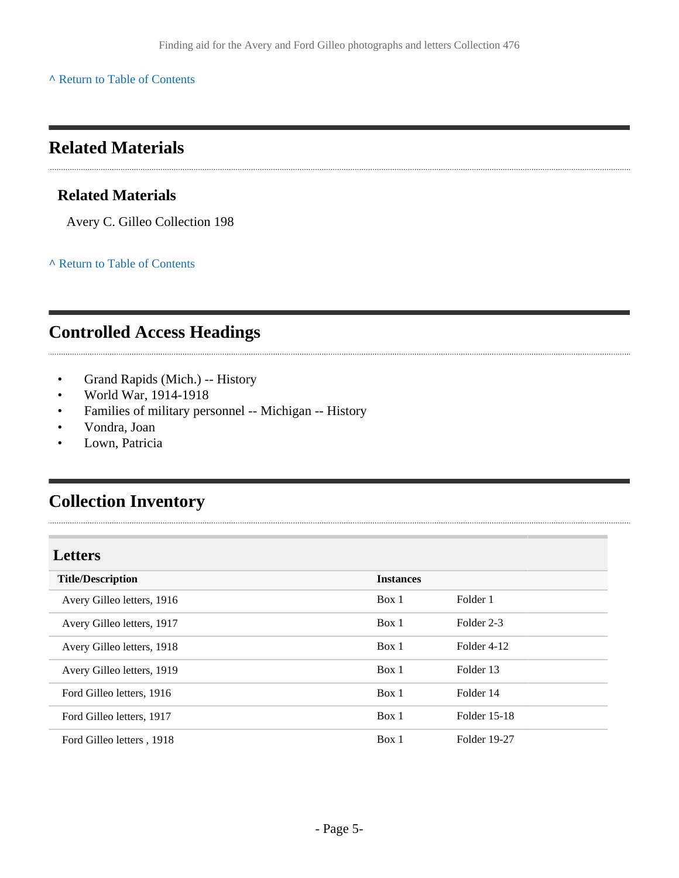[^ Return to Table of Contents]

## Related Materials

### Related Materials

Avery C. Gilleo Collection 198

[^ Return to Table of Contents]

## Controlled Access Headings

- Grand Rapids (Mich.) -- History
- World War, 1914-1918
- Families of military personnel -- Michigan -- History
- Vondra, Joan
- Lown, Patricia

## Collection Inventory

### Letters

| Title/Description | Instances | |
|---|---|---|
| Avery Gilleo letters, 1916 | Box 1 | Folder 1 |
| Avery Gilleo letters, 1917 | Box 1 | Folder 2-3 |
| Avery Gilleo letters, 1918 | Box 1 | Folder 4-12 |
| Avery Gilleo letters, 1919 | Box 1 | Folder 13 |
| Ford Gilleo letters, 1916 | Box 1 | Folder 14 |
| Ford Gilleo letters, 1917 | Box 1 | Folder 15-18 |
| Ford Gilleo letters , 1918 | Box 1 | Folder 19-27 |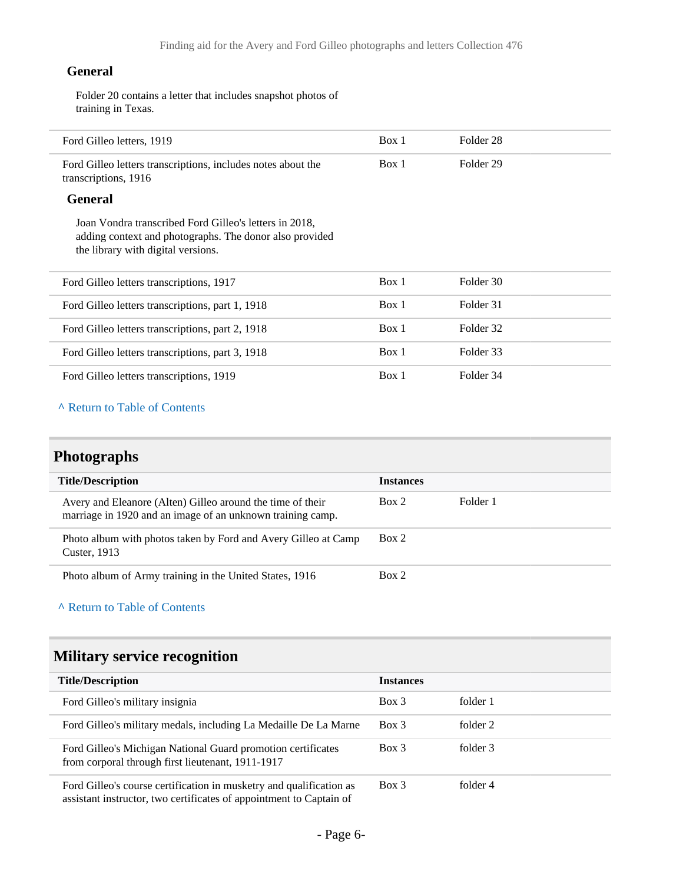#### General

Folder 20 contains a letter that includes snapshot photos of training in Texas.

| | | |
|---|---|---|
| Ford Gilleo letters, 1919 | Box 1 | Folder 28 |
| Ford Gilleo letters transcriptions, includes notes about the transcriptions, 1916 | Box 1 | Folder 29 |

#### General

Joan Vondra transcribed Ford Gilleo's letters in 2018, adding context and photographs. The donor also provided the library with digital versions.

| | | |
|---|---|---|
| Ford Gilleo letters transcriptions, 1917 | Box 1 | Folder 30 |
| Ford Gilleo letters transcriptions, part 1, 1918 | Box 1 | Folder 31 |
| Ford Gilleo letters transcriptions, part 2, 1918 | Box 1 | Folder 32 |
| Ford Gilleo letters transcriptions, part 3, 1918 | Box 1 | Folder 33 |
| Ford Gilleo letters transcriptions, 1919 | Box 1 | Folder 34 |

^ Return to Table of Contents

## Photographs

| Title/Description | Instances | |
|---|---|---|
| Avery and Eleanore (Alten) Gilleo around the time of their marriage in 1920 and an image of an unknown training camp. | Box 2 | Folder 1 |
| Photo album with photos taken by Ford and Avery Gilleo at Camp Custer, 1913 | Box 2 | |
| Photo album of Army training in the United States, 1916 | Box 2 | |

^ Return to Table of Contents

## Military service recognition

| Title/Description | Instances | |
|---|---|---|
| Ford Gilleo's military insignia | Box 3 | folder 1 |
| Ford Gilleo's military medals, including La Medaille De La Marne | Box 3 | folder 2 |
| Ford Gilleo's Michigan National Guard promotion certificates from corporal through first lieutenant, 1911-1917 | Box 3 | folder 3 |
| Ford Gilleo's course certification in musketry and qualification as assistant instructor, two certificates of appointment to Captain of | Box 3 | folder 4 |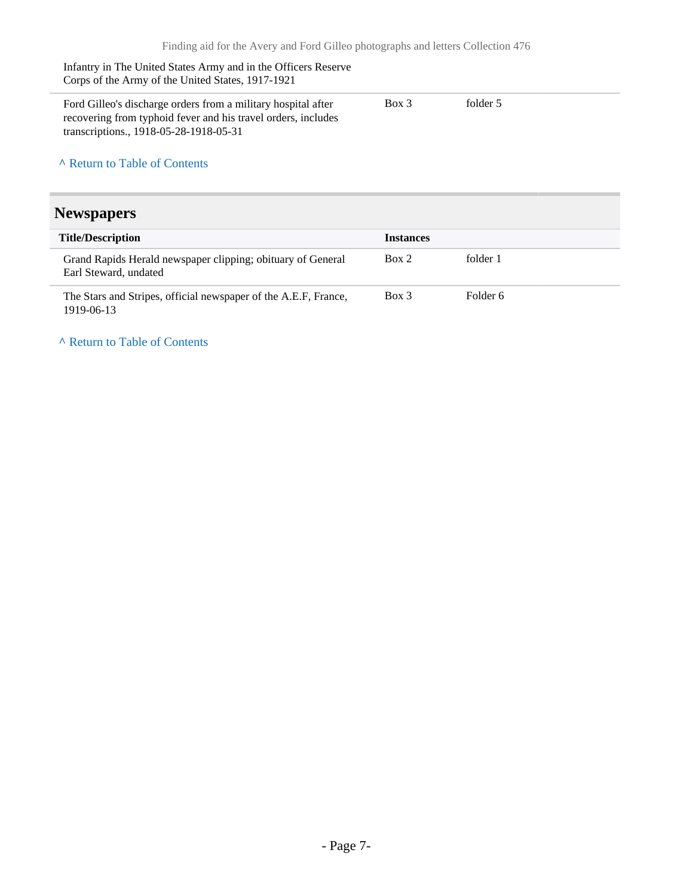Infantry in The United States Army and in the Officers Reserve Corps of the Army of the United States, 1917-1921

| | | |
|---|---|---|
| Ford Gilleo's discharge orders from a military hospital after recovering from typhoid fever and his travel orders, includes transcriptions., 1918-05-28-1918-05-31 | Box 3 | folder 5 |

^ Return to Table of Contents

## Newspapers

| Title/Description | Instances | |
|---|---|---|
| Grand Rapids Herald newspaper clipping; obituary of General Earl Steward, undated | Box 2 | folder 1 |
| The Stars and Stripes, official newspaper of the A.E.F, France, 1919-06-13 | Box 3 | Folder 6 |

^ Return to Table of Contents